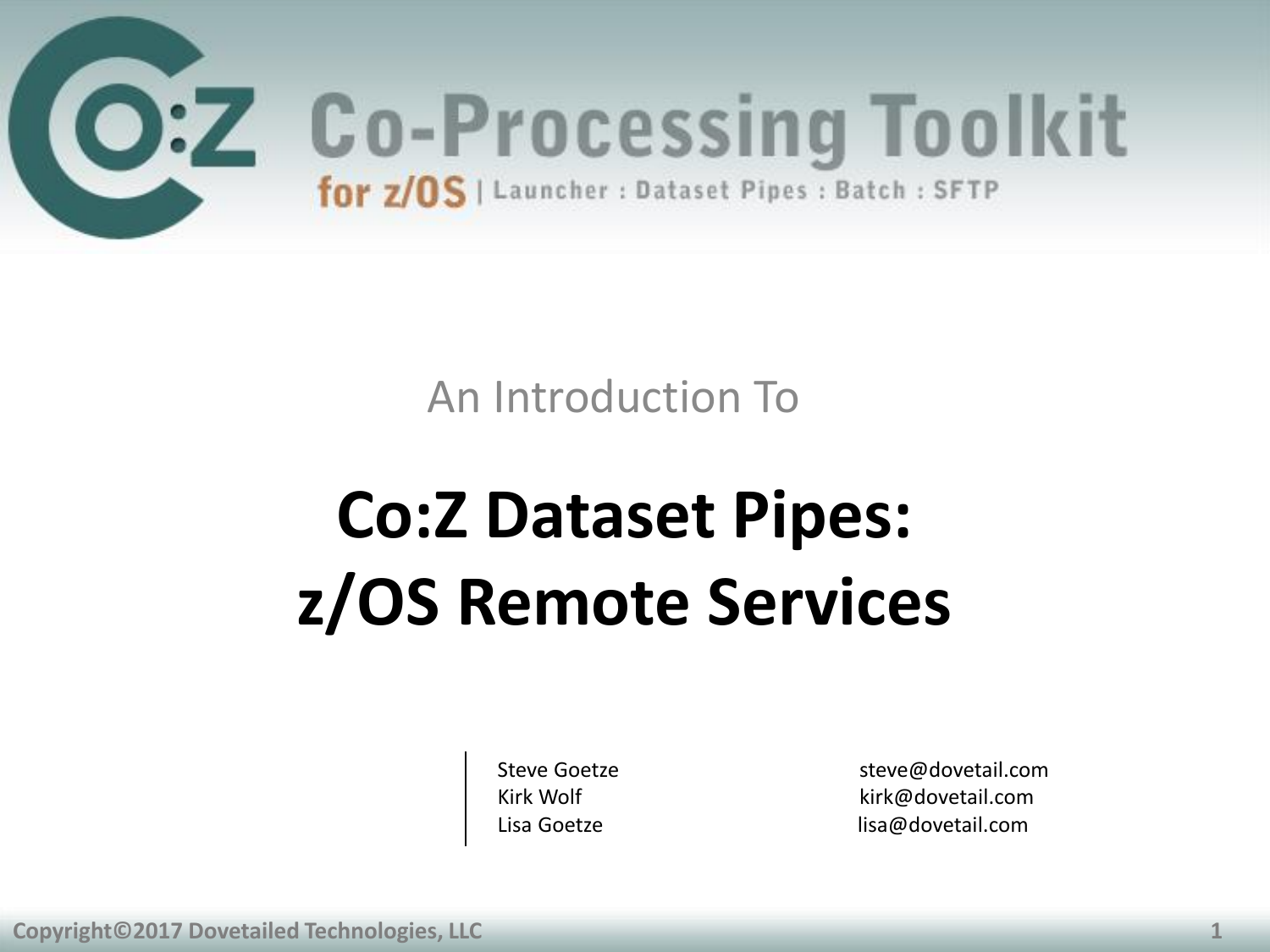# Co:Z Co-Processing Toolkit

for z/OS | Launcher : Dataset Pipes : Batch : SFTP

An Introduction To

# Co:Z Dataset Pipes: z/OS Remote Services

| | |
|---|---|
| Steve Goetze | steve@dovetail.com |
| Kirk Wolf | kirk@dovetail.com |
| Lisa Goetze | lisa@dovetail.com |

Copyright©2017 Dovetailed Technologies, LLC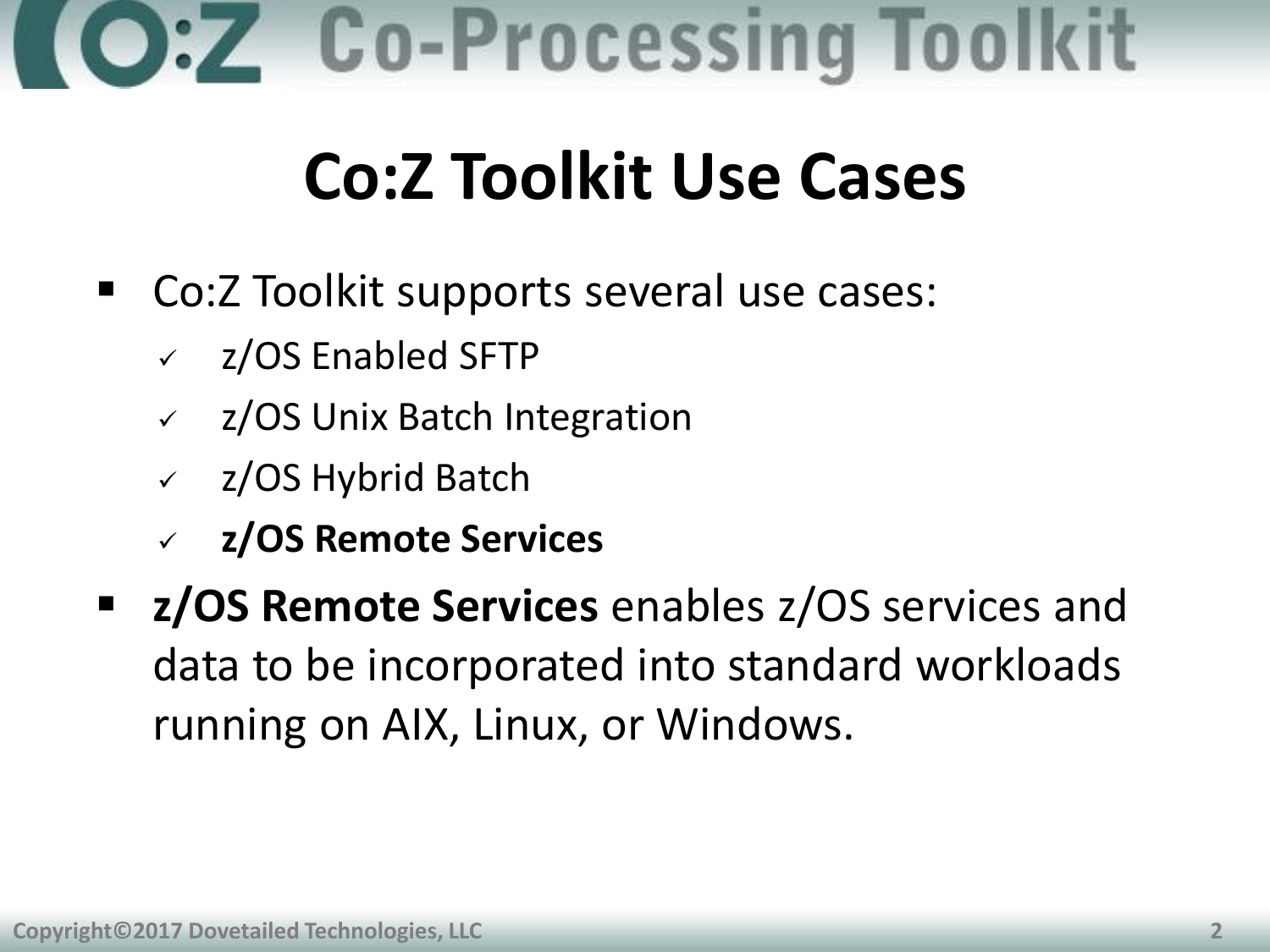# Co:Z Toolkit Use Cases

- Co:Z Toolkit supports several use cases:
  - ✓ z/OS Enabled SFTP
  - ✓ z/OS Unix Batch Integration
  - ✓ z/OS Hybrid Batch
  - ✓ **z/OS Remote Services**
- **z/OS Remote Services** enables z/OS services and data to be incorporated into standard workloads running on AIX, Linux, or Windows.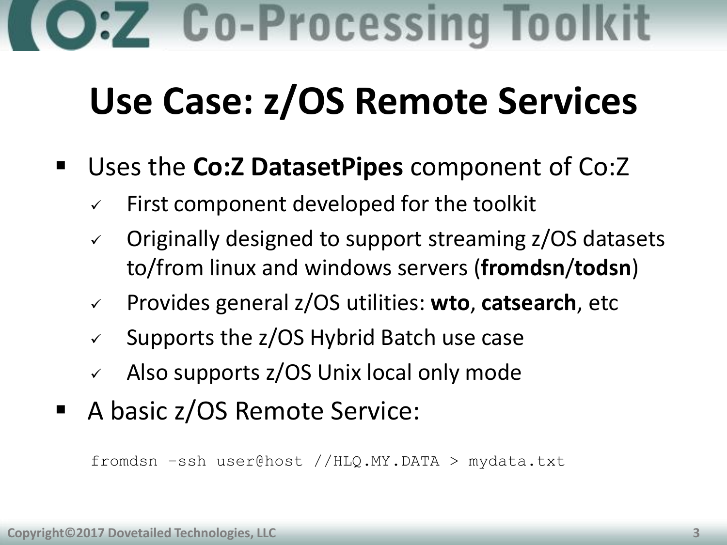# Use Case: z/OS Remote Services

- Uses the **Co:Z DatasetPipes** component of Co:Z
  - First component developed for the toolkit
  - Originally designed to support streaming z/OS datasets to/from linux and windows servers (**fromdsn**/**todsn**)
  - Provides general z/OS utilities: **wto**, **catsearch**, etc
  - Supports the z/OS Hybrid Batch use case
  - Also supports z/OS Unix local only mode
- A basic z/OS Remote Service:

```
fromdsn –ssh user@host //HLQ.MY.DATA > mydata.txt
```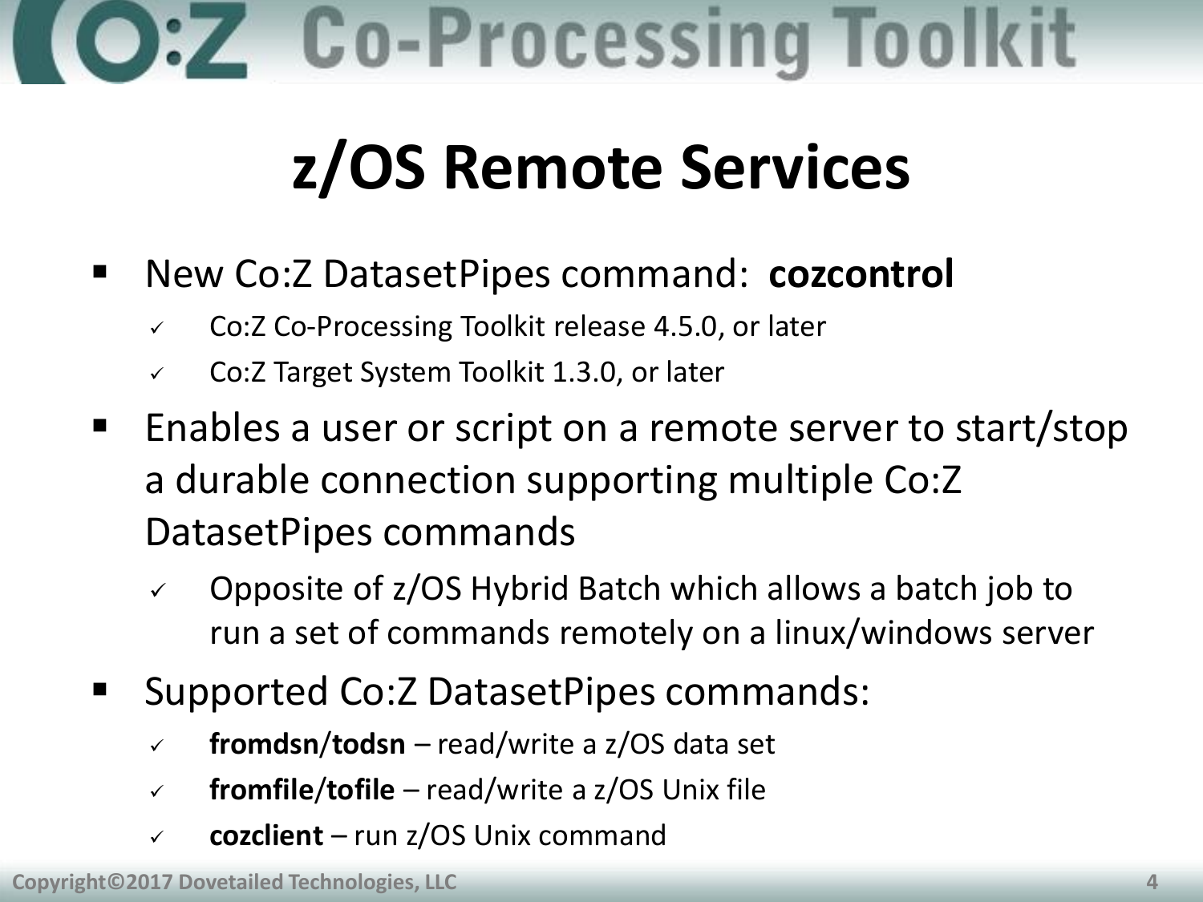# z/OS Remote Services

- New Co:Z DatasetPipes command: **cozcontrol**
  - Co:Z Co-Processing Toolkit release 4.5.0, or later
  - Co:Z Target System Toolkit 1.3.0, or later
- Enables a user or script on a remote server to start/stop a durable connection supporting multiple Co:Z DatasetPipes commands
  - Opposite of z/OS Hybrid Batch which allows a batch job to run a set of commands remotely on a linux/windows server
- Supported Co:Z DatasetPipes commands:
  - **fromdsn**/**todsn** – read/write a z/OS data set
  - **fromfile**/**tofile** – read/write a z/OS Unix file
  - **cozclient** – run z/OS Unix command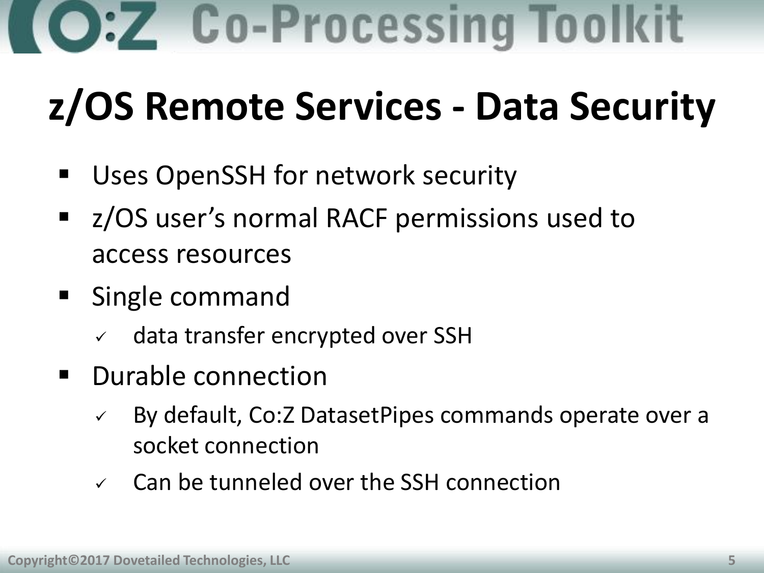# z/OS Remote Services - Data Security

- Uses OpenSSH for network security
- z/OS user's normal RACF permissions used to access resources
- Single command
  - ✓ data transfer encrypted over SSH
- Durable connection
  - ✓ By default, Co:Z DatasetPipes commands operate over a socket connection
  - ✓ Can be tunneled over the SSH connection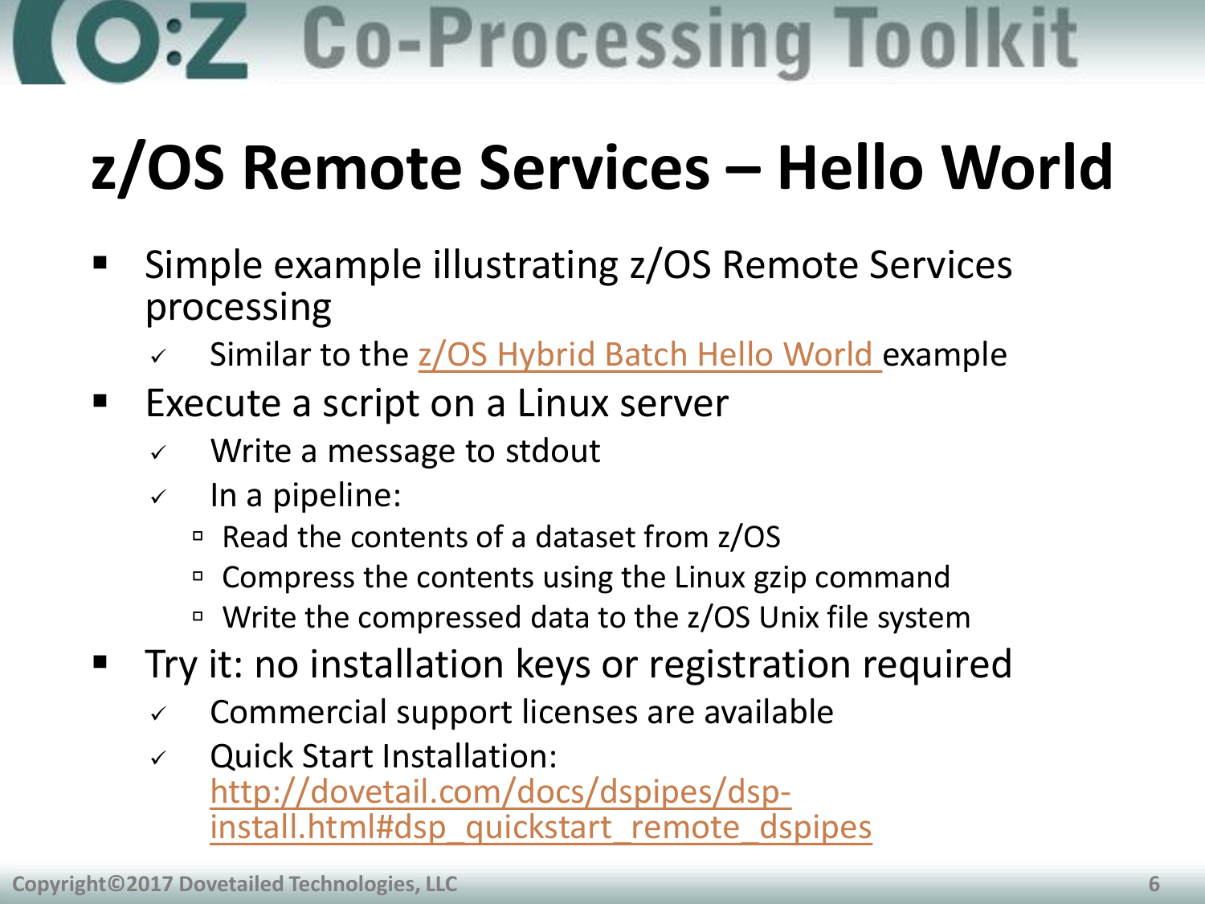# z/OS Remote Services – Hello World

- Simple example illustrating z/OS Remote Services processing
  - ✓ Similar to the [z/OS Hybrid Batch Hello World](#) example
- Execute a script on a Linux server
  - ✓ Write a message to stdout
  - ✓ In a pipeline:
    - Read the contents of a dataset from z/OS
    - Compress the contents using the Linux gzip command
    - Write the compressed data to the z/OS Unix file system
- Try it: no installation keys or registration required
  - ✓ Commercial support licenses are available
  - ✓ Quick Start Installation: http://dovetail.com/docs/dspipes/dsp-install.html#dsp_quickstart_remote_dspipes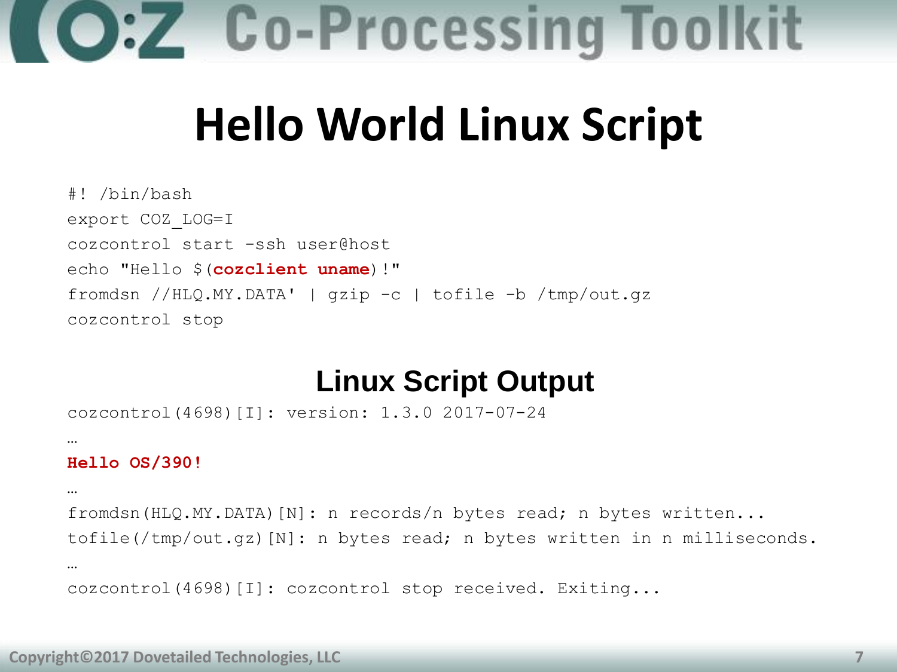# Hello World Linux Script

```
#! /bin/bash
export COZ_LOG=I
cozcontrol start -ssh user@host
echo "Hello $(cozclient uname)!"
fromdsn //HLQ.MY.DATA' | gzip -c | tofile -b /tmp/out.gz
cozcontrol stop
```

## Linux Script Output

```
cozcontrol(4698)[I]: version: 1.3.0 2017-07-24
…
Hello OS/390!
…
fromdsn(HLQ.MY.DATA)[N]: n records/n bytes read; n bytes written...
tofile(/tmp/out.gz)[N]: n bytes read; n bytes written in n milliseconds.
…
cozcontrol(4698)[I]: cozcontrol stop received. Exiting...
```

Copyright©2017 Dovetailed Technologies, LLC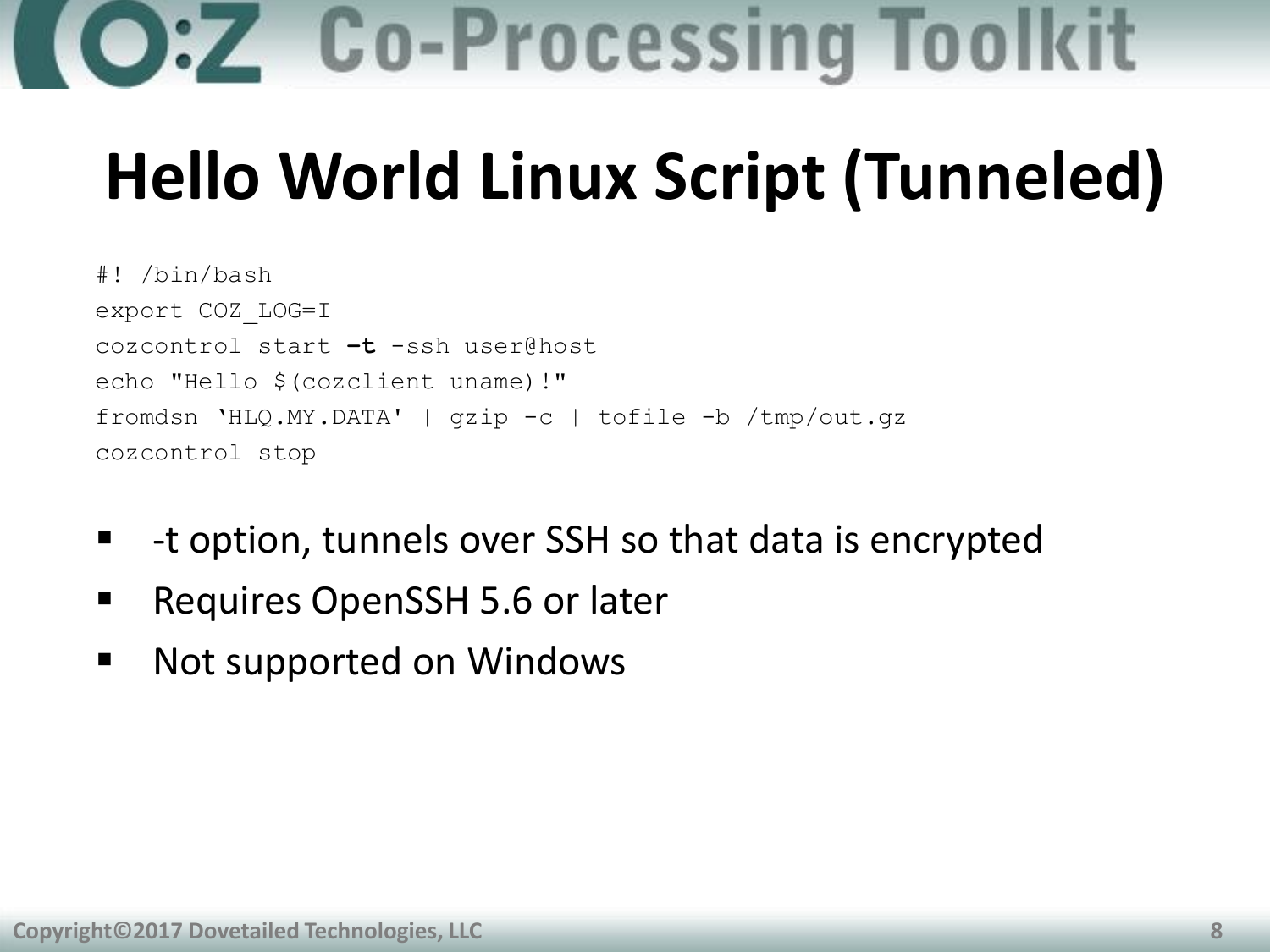# Hello World Linux Script (Tunneled)

```
#! /bin/bash
export COZ_LOG=I
cozcontrol start -t -ssh user@host
echo "Hello $(cozclient uname)!"
fromdsn ‘HLQ.MY.DATA' | gzip -c | tofile -b /tmp/out.gz
cozcontrol stop
```

- -t option, tunnels over SSH so that data is encrypted
- Requires OpenSSH 5.6 or later
- Not supported on Windows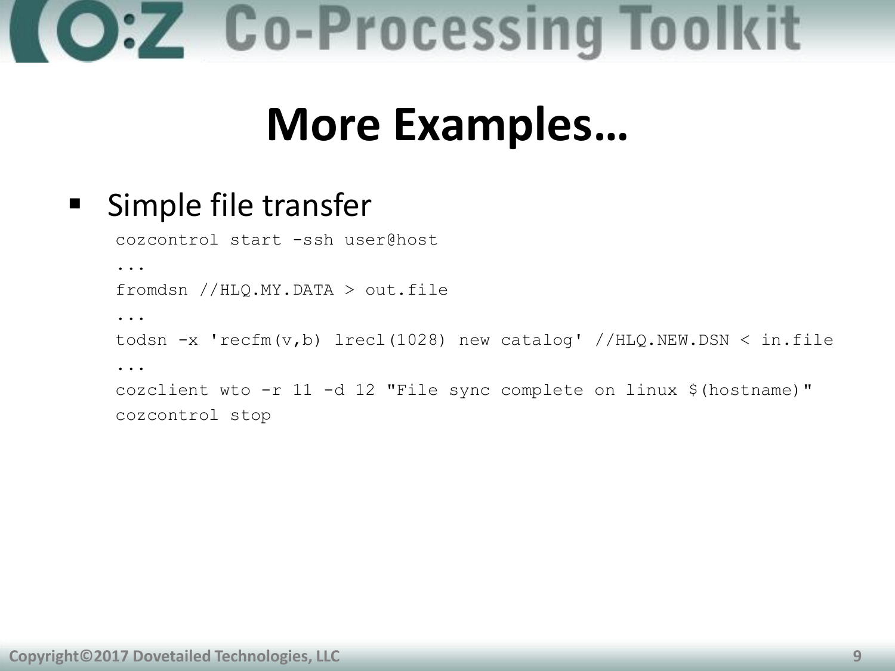# More Examples…

- Simple file transfer

```
cozcontrol start -ssh user@host
...
fromdsn //HLQ.MY.DATA > out.file
...
todsn -x 'recfm(v,b) lrecl(1028) new catalog' //HLQ.NEW.DSN < in.file
...
cozclient wto -r 11 -d 12 "File sync complete on linux $(hostname)"
cozcontrol stop
```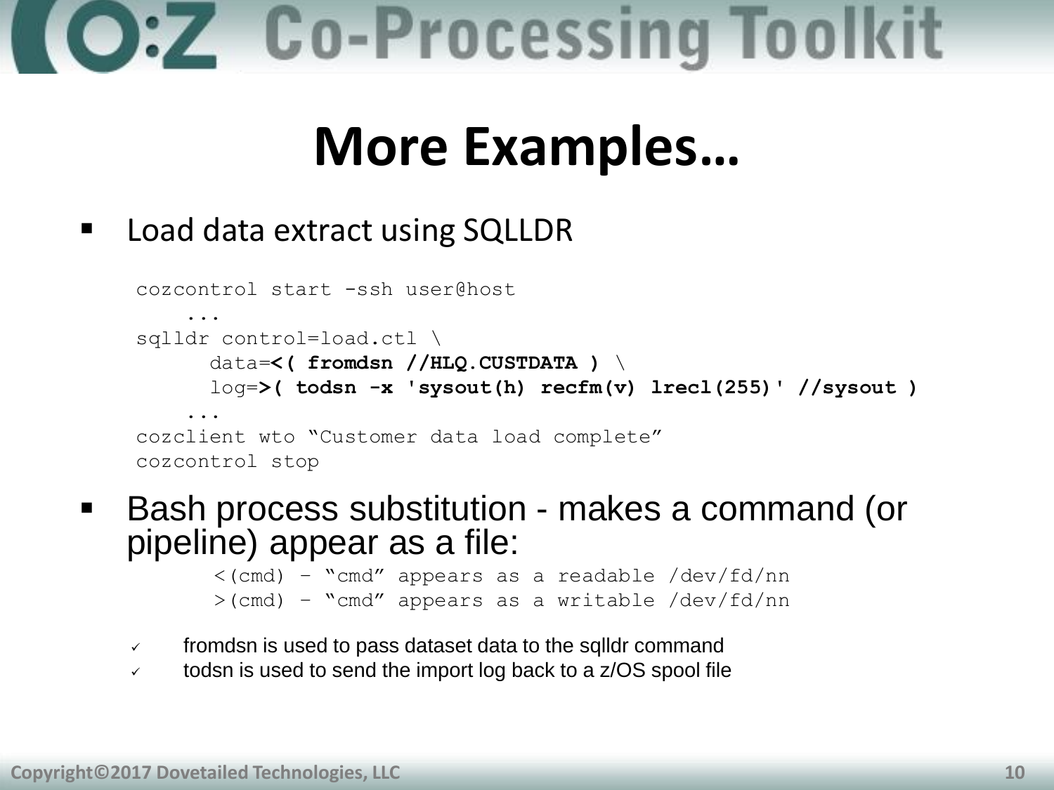# More Examples…

- Load data extract using SQLLDR

```
cozcontrol start -ssh user@host
    ...
sqlldr control=load.ctl \
      data=<( fromdsn //HLQ.CUSTDATA ) \
      log=>( todsn -x 'sysout(h) recfm(v) lrecl(255)' //sysout )
    ...
cozclient wto "Customer data load complete"
cozcontrol stop
```

- Bash process substitution - makes a command (or pipeline) appear as a file:

```
<(cmd) – "cmd" appears as a readable /dev/fd/nn
>(cmd) – "cmd" appears as a writable /dev/fd/nn
```

  - ✓ fromdsn is used to pass dataset data to the sqlldr command
  - ✓ todsn is used to send the import log back to a z/OS spool file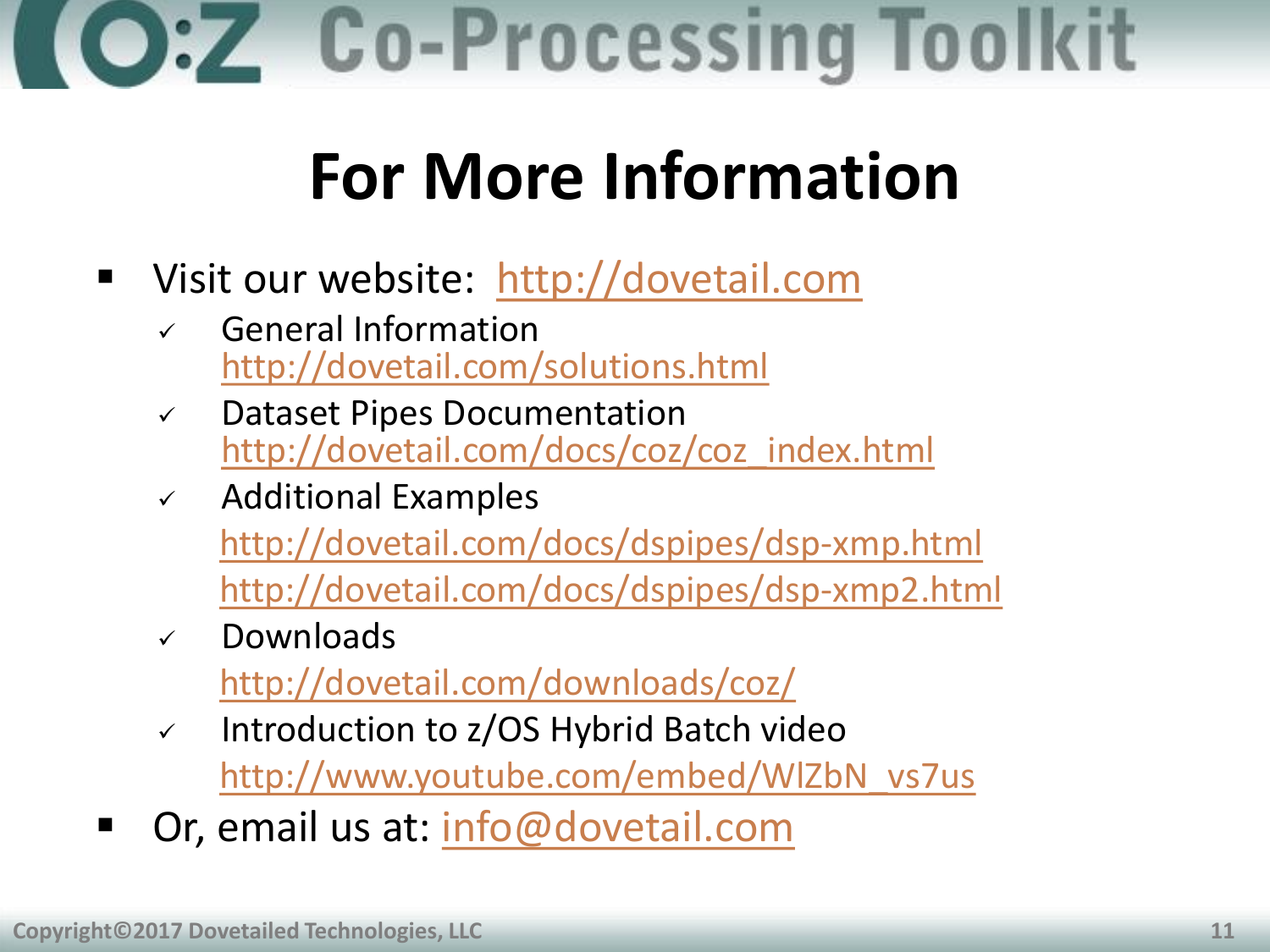# For More Information

- Visit our website: http://dovetail.com
  - ✓ General Information
    http://dovetail.com/solutions.html
  - ✓ Dataset Pipes Documentation
    http://dovetail.com/docs/coz/coz_index.html
  - ✓ Additional Examples
    http://dovetail.com/docs/dspipes/dsp-xmp.html
    http://dovetail.com/docs/dspipes/dsp-xmp2.html
  - ✓ Downloads
    http://dovetail.com/downloads/coz/
  - ✓ Introduction to z/OS Hybrid Batch video
    http://www.youtube.com/embed/WlZbN_vs7us
- Or, email us at: info@dovetail.com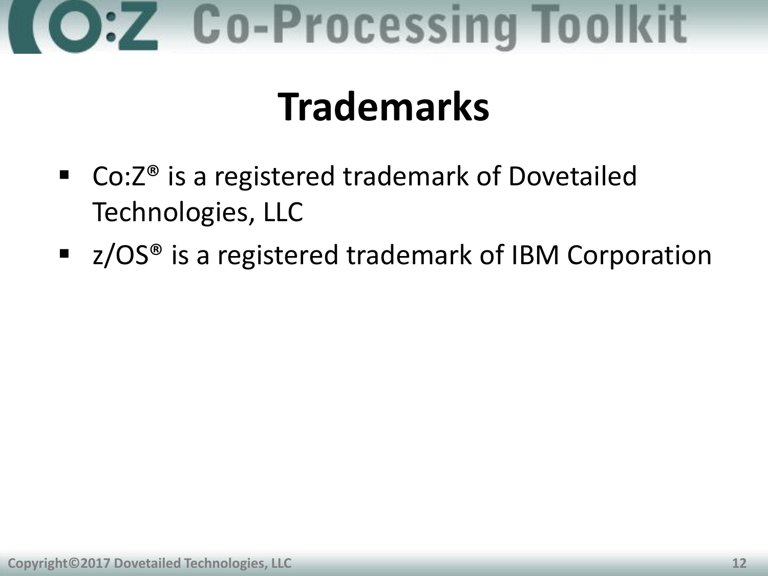# Trademarks

- Co:Z® is a registered trademark of Dovetailed Technologies, LLC
- z/OS® is a registered trademark of IBM Corporation